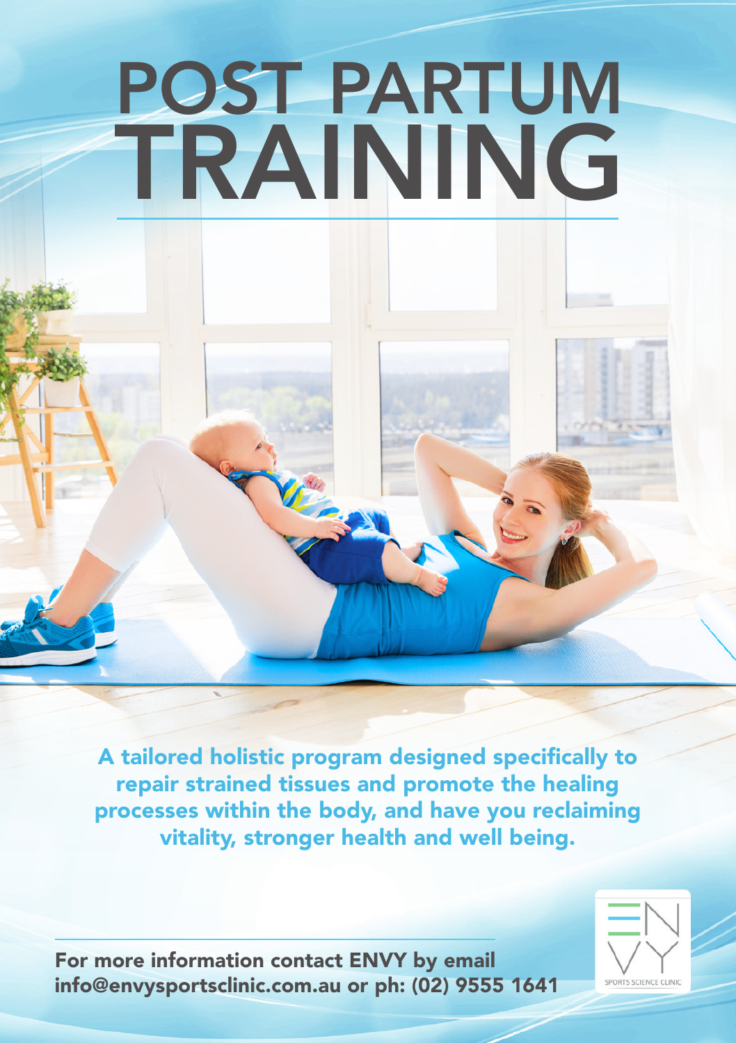# POST PARTUM TRAINING

**A tailored holistic program designed specifically to repair strained tissues and promote the healing processes within the body, and have you reclaiming vitality, stronger health and well being.**

**For more information contact ENVY by email info@envysportsclinic.com.au or ph: (02) 9555 1641**

ENVY SPORTS SCIENCE CLINIC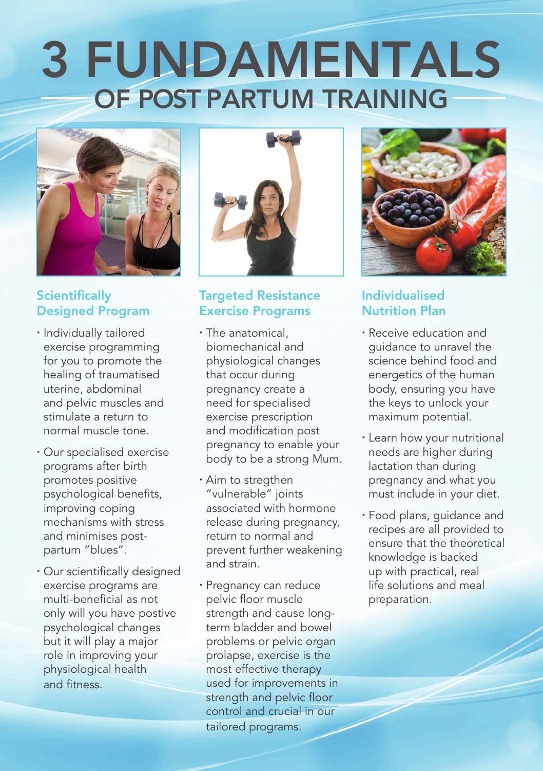# 3 FUNDAMENTALS

## OF POST PARTUM TRAINING

### Scientifically Designed Program

- Individually tailored exercise programming for you to promote the healing of traumatised uterine, abdominal and pelvic muscles and stimulate a return to normal muscle tone.
- Our specialised exercise programs after birth promotes positive psychological benefits, improving coping mechanisms with stress and minimises post-partum "blues".
- Our scientifically designed exercise programs are multi-beneficial as not only will you have postive psychological changes but it will play a major role in improving your physiological health and fitness.

### Targeted Resistance Exercise Programs

- The anatomical, biomechanical and physiological changes that occur during pregnancy create a need for specialised exercise prescription and modification post pregnancy to enable your body to be a strong Mum.
- Aim to stregthen "vulnerable" joints associated with hormone release during pregnancy, return to normal and prevent further weakening and strain.
- Pregnancy can reduce pelvic floor muscle strength and cause long-term bladder and bowel problems or pelvic organ prolapse, exercise is the most effective therapy used for improvements in strength and pelvic floor control and crucial in our tailored programs.

### Individualised Nutrition Plan

- Receive education and guidance to unravel the science behind food and energetics of the human body, ensuring you have the keys to unlock your maximum potential.
- Learn how your nutritional needs are higher during lactation than during pregnancy and what you must include in your diet.
- Food plans, guidance and recipes are all provided to ensure that the theoretical knowledge is backed up with practical, real life solutions and meal preparation.